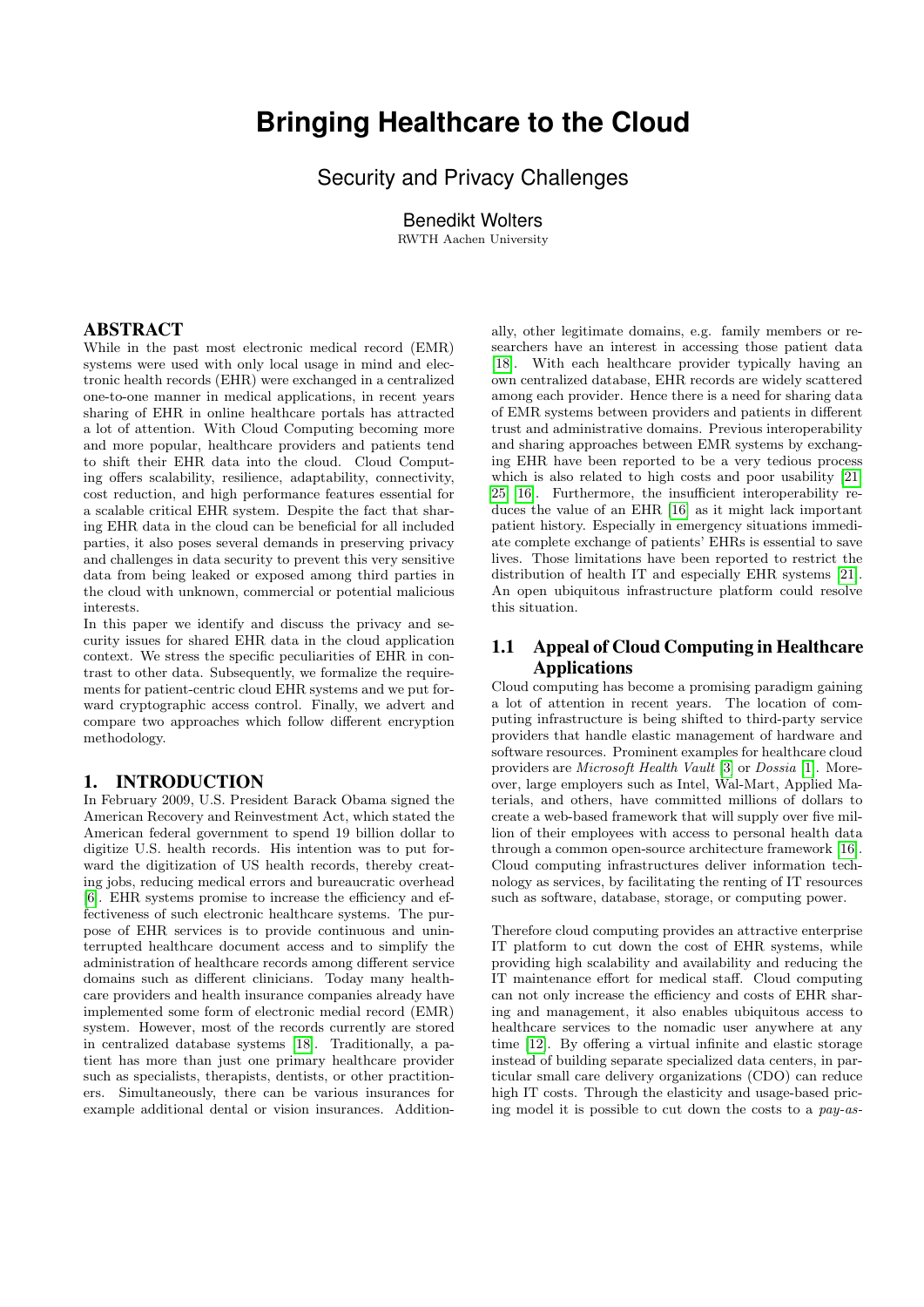# Bringing Healthcare to the Cloud

## Security and Privacy Challenges

Benedikt Wolters
RWTH Aachen University

## ABSTRACT

While in the past most electronic medical record (EMR) systems were used with only local usage in mind and electronic health records (EHR) were exchanged in a centralized one-to-one manner in medical applications, in recent years sharing of EHR in online healthcare portals has attracted a lot of attention. With Cloud Computing becoming more and more popular, healthcare providers and patients tend to shift their EHR data into the cloud. Cloud Computing offers scalability, resilience, adaptability, connectivity, cost reduction, and high performance features essential for a scalable critical EHR system. Despite the fact that sharing EHR data in the cloud can be beneficial for all included parties, it also poses several demands in preserving privacy and challenges in data security to prevent this very sensitive data from being leaked or exposed among third parties in the cloud with unknown, commercial or potential malicious interests.

In this paper we identify and discuss the privacy and security issues for shared EHR data in the cloud application context. We stress the specific peculiarities of EHR in contrast to other data. Subsequently, we formalize the requirements for patient-centric cloud EHR systems and we put forward cryptographic access control. Finally, we advert and compare two approaches which follow different encryption methodology.

## 1. INTRODUCTION

In February 2009, U.S. President Barack Obama signed the American Recovery and Reinvestment Act, which stated the American federal government to spend 19 billion dollar to digitize U.S. health records. His intention was to put forward the digitization of US health records, thereby creating jobs, reducing medical errors and bureaucratic overhead [6]. EHR systems promise to increase the efficiency and effectiveness of such electronic healthcare systems. The purpose of EHR services is to provide continuous and uninterrupted healthcare document access and to simplify the administration of healthcare records among different service domains such as different clinicians. Today many healthcare providers and health insurance companies already have implemented some form of electronic medial record (EMR) system. However, most of the records currently are stored in centralized database systems [18]. Traditionally, a patient has more than just one primary healthcare provider such as specialists, therapists, dentists, or other practitioners. Simultaneously, there can be various insurances for example additional dental or vision insurances. Additionally, other legitimate domains, e.g. family members or researchers have an interest in accessing those patient data [18]. With each healthcare provider typically having an own centralized database, EHR records are widely scattered among each provider. Hence there is a need for sharing data of EMR systems between providers and patients in different trust and administrative domains. Previous interoperability and sharing approaches between EMR systems by exchanging EHR have been reported to be a very tedious process which is also related to high costs and poor usability [21] [25] [16]. Furthermore, the insufficient interoperability reduces the value of an EHR [16] as it might lack important patient history. Especially in emergency situations immediate complete exchange of patients' EHRs is essential to save lives. Those limitations have been reported to restrict the distribution of health IT and especially EHR systems [21]. An open ubiquitous infrastructure platform could resolve this situation.

### 1.1 Appeal of Cloud Computing in Healthcare Applications

Cloud computing has become a promising paradigm gaining a lot of attention in recent years. The location of computing infrastructure is being shifted to third-party service providers that handle elastic management of hardware and software resources. Prominent examples for healthcare cloud providers are *Microsoft Health Vault* [3] or *Dossia* [1]. Moreover, large employers such as Intel, Wal-Mart, Applied Materials, and others, have committed millions of dollars to create a web-based framework that will supply over five million of their employees with access to personal health data through a common open-source architecture framework [16]. Cloud computing infrastructures deliver information technology as services, by facilitating the renting of IT resources such as software, database, storage, or computing power.

Therefore cloud computing provides an attractive enterprise IT platform to cut down the cost of EHR systems, while providing high scalability and availability and reducing the IT maintenance effort for medical staff. Cloud computing can not only increase the efficiency and costs of EHR sharing and management, it also enables ubiquitous access to healthcare services to the nomadic user anywhere at any time [12]. By offering a virtual infinite and elastic storage instead of building separate specialized data centers, in particular small care delivery organizations (CDO) can reduce high IT costs. Through the elasticity and usage-based pricing model it is possible to cut down the costs to a *pay-as-*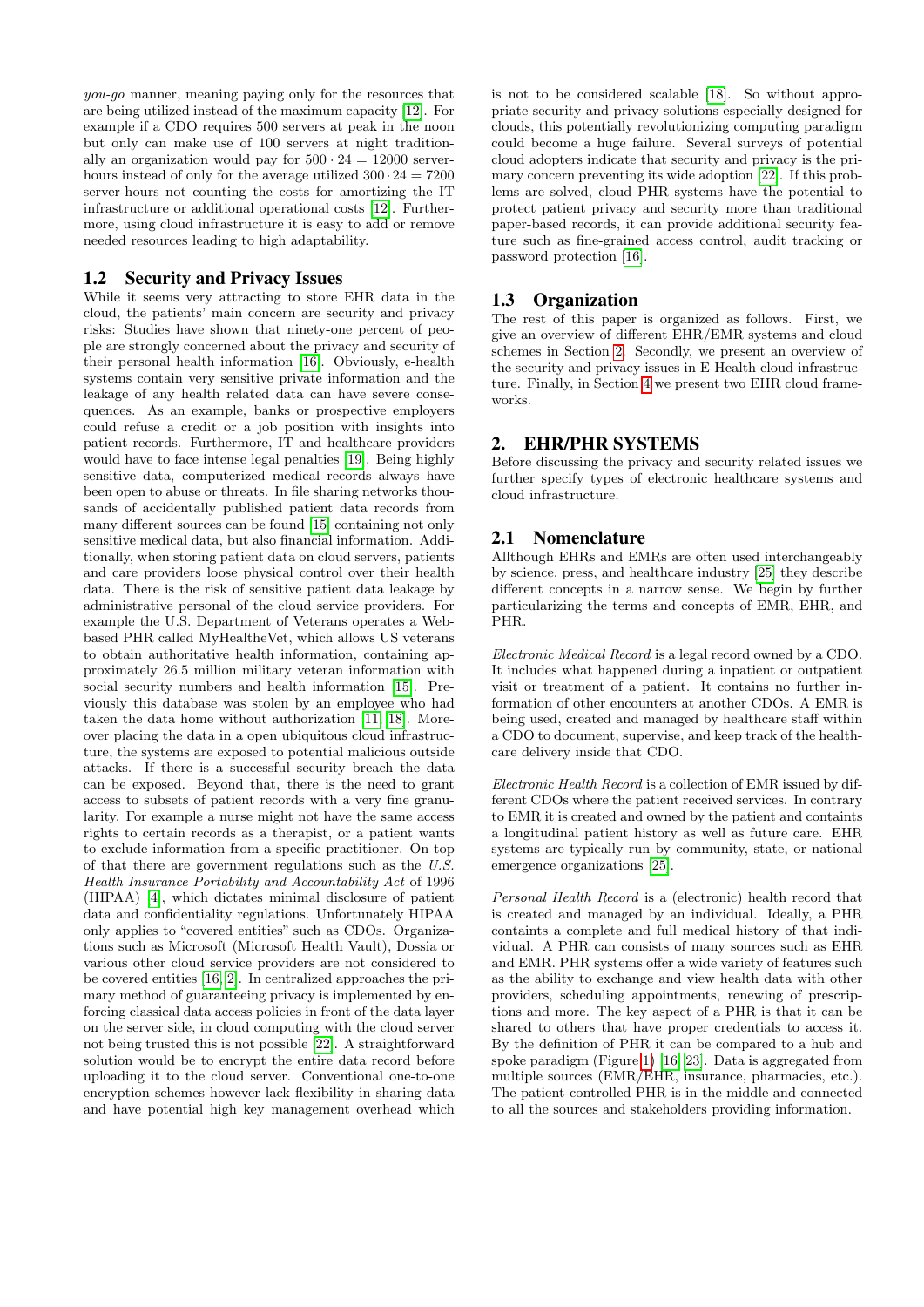*you-go* manner, meaning paying only for the resources that are being utilized instead of the maximum capacity [12]. For example if a CDO requires 500 servers at peak in the noon but only can make use of 100 servers at night traditionally an organization would pay for $500 \cdot 24 = 12000$ server-hours instead of only for the average utilized $300 \cdot 24 = 7200$ server-hours not counting the costs for amortizing the IT infrastructure or additional operational costs [12]. Furthermore, using cloud infrastructure it is easy to add or remove needed resources leading to high adaptability.

### 1.2 Security and Privacy Issues

While it seems very attracting to store EHR data in the cloud, the patients' main concern are security and privacy risks: Studies have shown that ninety-one percent of people are strongly concerned about the privacy and security of their personal health information [16]. Obviously, e-health systems contain very sensitive private information and the leakage of any health related data can have severe consequences. As an example, banks or prospective employers could refuse a credit or a job position with insights into patient records. Furthermore, IT and healthcare providers would have to face intense legal penalties [19]. Being highly sensitive data, computerized medical records always have been open to abuse or threats. In file sharing networks thousands of accidentally published patient data records from many different sources can be found [15] containing not only sensitive medical data, but also financial information. Additionally, when storing patient data on cloud servers, patients and care providers loose physical control over their health data. There is the risk of sensitive patient data leakage by administrative personal of the cloud service providers. For example the U.S. Department of Veterans operates a Web-based PHR called MyHealtheVet, which allows US veterans to obtain authoritative health information, containing approximately 26.5 million military veteran information with social security numbers and health information [15]. Previously this database was stolen by an employee who had taken the data home without authorization [11, 18]. Moreover placing the data in a open ubiquitous cloud infrastructure, the systems are exposed to potential malicious outside attacks. If there is a successful security breach the data can be exposed. Beyond that, there is the need to grant access to subsets of patient records with a very fine granularity. For example a nurse might not have the same access rights to certain records as a therapist, or a patient wants to exclude information from a specific practitioner. On top of that there are government regulations such as the *U.S. Health Insurance Portability and Accountability Act* of 1996 (HIPAA) [4], which dictates minimal disclosure of patient data and confidentiality regulations. Unfortunately HIPAA only applies to "covered entities" such as CDOs. Organizations such as Microsoft (Microsoft Health Vault), Dossia or various other cloud service providers are not considered to be covered entities [16, 2]. In centralized approaches the primary method of guaranteeing privacy is implemented by enforcing classical data access policies in front of the data layer on the server side, in cloud computing with the cloud server not being trusted this is not possible [22]. A straightforward solution would be to encrypt the entire data record before uploading it to the cloud server. Conventional one-to-one encryption schemes however lack flexibility in sharing data and have potential high key management overhead which is not to be considered scalable [18]. So without appropriate security and privacy solutions especially designed for clouds, this potentially revolutionizing computing paradigm could become a huge failure. Several surveys of potential cloud adopters indicate that security and privacy is the primary concern preventing its wide adoption [22]. If this problems are solved, cloud PHR systems have the potential to protect patient privacy and security more than traditional paper-based records, it can provide additional security feature such as fine-grained access control, audit tracking or password protection [16].

### 1.3 Organization

The rest of this paper is organized as follows. First, we give an overview of different EHR/EMR systems and cloud schemes in Section 2. Secondly, we present an overview of the security and privacy issues in E-Health cloud infrastructure. Finally, in Section 4 we present two EHR cloud frameworks.

## 2. EHR/PHR SYSTEMS

Before discussing the privacy and security related issues we further specify types of electronic healthcare systems and cloud infrastructure.

### 2.1 Nomenclature

Allthough EHRs and EMRs are often used interchangeably by science, press, and healthcare industry [25] they describe different concepts in a narrow sense. We begin by further particularizing the terms and concepts of EMR, EHR, and PHR.

*Electronic Medical Record* is a legal record owned by a CDO. It includes what happened during a inpatient or outpatient visit or treatment of a patient. It contains no further information of other encounters at another CDOs. A EMR is being used, created and managed by healthcare staff within a CDO to document, supervise, and keep track of the healthcare delivery inside that CDO.

*Electronic Health Record* is a collection of EMR issued by different CDOs where the patient received services. In contrary to EMR it is created and owned by the patient and containts a longitudinal patient history as well as future care. EHR systems are typically run by community, state, or national emergence organizations [25].

*Personal Health Record* is a (electronic) health record that is created and managed by an individual. Ideally, a PHR containts a complete and full medical history of that individual. A PHR can consists of many sources such as EHR and EMR. PHR systems offer a wide variety of features such as the ability to exchange and view health data with other providers, scheduling appointments, renewing of prescriptions and more. The key aspect of a PHR is that it can be shared to others that have proper credentials to access it. By the definition of PHR it can be compared to a hub and spoke paradigm (Figure 1) [16, 23]. Data is aggregated from multiple sources (EMR/EHR, insurance, pharmacies, etc.). The patient-controlled PHR is in the middle and connected to all the sources and stakeholders providing information.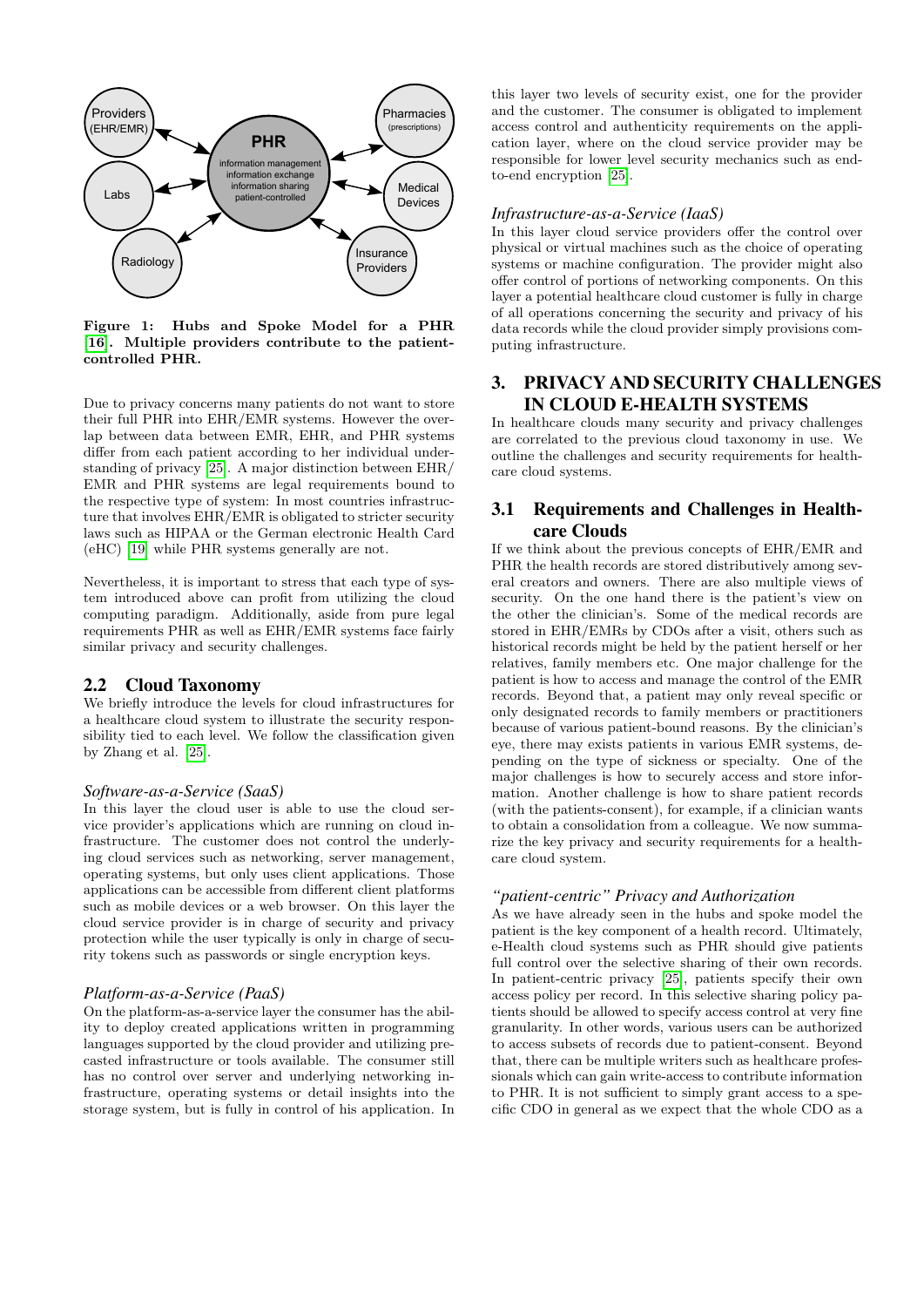Figure 1: Hubs and Spoke Model for a PHR [16]. Multiple providers contribute to the patient-controlled PHR.

Due to privacy concerns many patients do not want to store their full PHR into EHR/EMR systems. However the overlap between data between EMR, EHR, and PHR systems differ from each patient according to her individual understanding of privacy [25]. A major distinction between EHR/EMR and PHR systems are legal requirements bound to the respective type of system: In most countries infrastructure that involves EHR/EMR is obligated to stricter security laws such as HIPAA or the German electronic Health Card (eHC) [19] while PHR systems generally are not.

Nevertheless, it is important to stress that each type of system introduced above can profit from utilizing the cloud computing paradigm. Additionally, aside from pure legal requirements PHR as well as EHR/EMR systems face fairly similar privacy and security challenges.

## 2.2 Cloud Taxonomy

We briefly introduce the levels for cloud infrastructures for a healthcare cloud system to illustrate the security responsibility tied to each level. We follow the classification given by Zhang et al. [25].

*Software-as-a-Service (SaaS)*

In this layer the cloud user is able to use the cloud service provider's applications which are running on cloud infrastructure. The customer does not control the underlying cloud services such as networking, server management, operating systems, but only uses client applications. Those applications can be accessible from different client platforms such as mobile devices or a web browser. On this layer the cloud service provider is in charge of security and privacy protection while the user typically is only in charge of security tokens such as passwords or single encryption keys.

*Platform-as-a-Service (PaaS)*

On the platform-as-a-service layer the consumer has the ability to deploy created applications written in programming languages supported by the cloud provider and utilizing precasted infrastructure or tools available. The consumer still has no control over server and underlying networking infrastructure, operating systems or detail insights into the storage system, but is fully in control of his application. In this layer two levels of security exist, one for the provider and the customer. The consumer is obligated to implement access control and authenticity requirements on the application layer, where on the cloud service provider may be responsible for lower level security mechanics such as end-to-end encryption [25].

*Infrastructure-as-a-Service (IaaS)*

In this layer cloud service providers offer the control over physical or virtual machines such as the choice of operating systems or machine configuration. The provider might also offer control of portions of networking components. On this layer a potential healthcare cloud customer is fully in charge of all operations concerning the security and privacy of his data records while the cloud provider simply provisions computing infrastructure.

# 3. PRIVACY AND SECURITY CHALLENGES IN CLOUD E-HEALTH SYSTEMS

In healthcare clouds many security and privacy challenges are correlated to the previous cloud taxonomy in use. We outline the challenges and security requirements for healthcare cloud systems.

## 3.1 Requirements and Challenges in Healthcare Clouds

If we think about the previous concepts of EHR/EMR and PHR the health records are stored distributively among several creators and owners. There are also multiple views of security. On the one hand there is the patient's view on the other the clinician's. Some of the medical records are stored in EHR/EMRs by CDOs after a visit, others such as historical records might be held by the patient herself or her relatives, family members etc. One major challenge for the patient is how to access and manage the control of the EMR records. Beyond that, a patient may only reveal specific or only designated records to family members or practitioners because of various patient-bound reasons. By the clinician's eye, there may exists patients in various EMR systems, depending on the type of sickness or specialty. One of the major challenges is how to securely access and store information. Another challenge is how to share patient records (with the patients-consent), for example, if a clinician wants to obtain a consolidation from a colleague. We now summarize the key privacy and security requirements for a healthcare cloud system.

*"patient-centric" Privacy and Authorization*

As we have already seen in the hubs and spoke model the patient is the key component of a health record. Ultimately, e-Health cloud systems such as PHR should give patients full control over the selective sharing of their own records. In patient-centric privacy [25], patients specify their own access policy per record. In this selective sharing policy patients should be allowed to specify access control at very fine granularity. In other words, various users can be authorized to access subsets of records due to patient-consent. Beyond that, there can be multiple writers such as healthcare professionals which can gain write-access to contribute information to PHR. It is not sufficient to simply grant access to a specific CDO in general as we expect that the whole CDO as a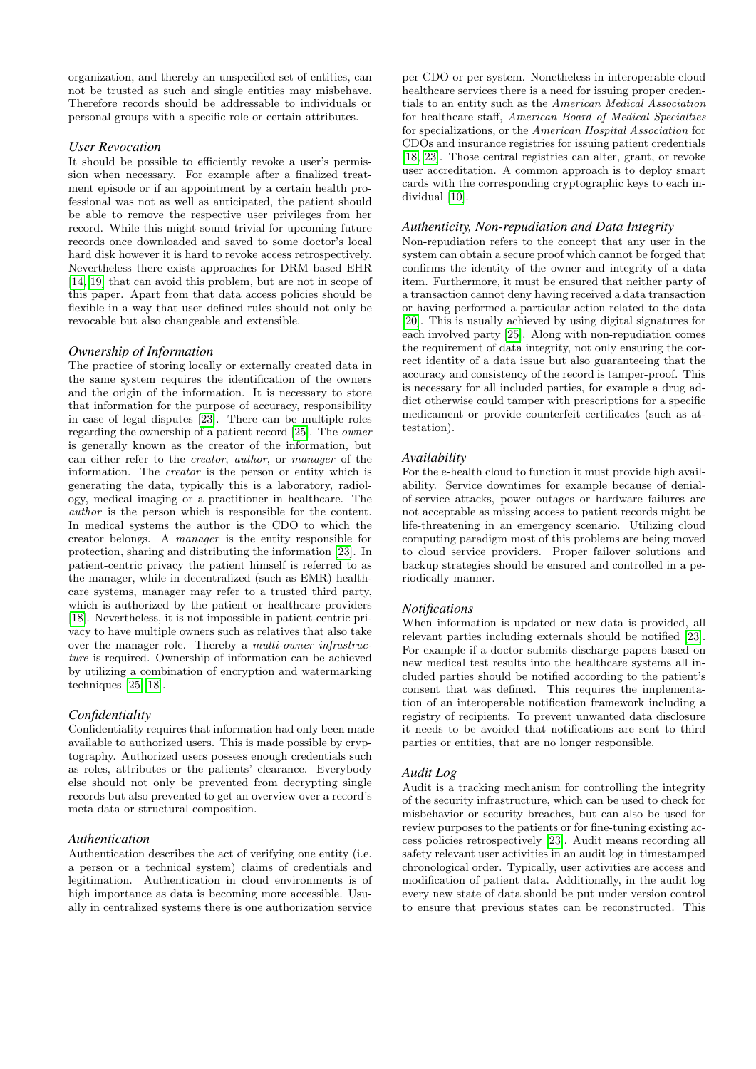organization, and thereby an unspecified set of entities, can not be trusted as such and single entities may misbehave. Therefore records should be addressable to individuals or personal groups with a specific role or certain attributes.

### *User Revocation*

It should be possible to efficiently revoke a user's permission when necessary. For example after a finalized treatment episode or if an appointment by a certain health professional was not as well as anticipated, the patient should be able to remove the respective user privileges from her record. While this might sound trivial for upcoming future records once downloaded and saved to some doctor's local hard disk however it is hard to revoke access retrospectively. Nevertheless there exists approaches for DRM based EHR [14, 19] that can avoid this problem, but are not in scope of this paper. Apart from that data access policies should be flexible in a way that user defined rules should not only be revocable but also changeable and extensible.

### *Ownership of Information*

The practice of storing locally or externally created data in the same system requires the identification of the owners and the origin of the information. It is necessary to store that information for the purpose of accuracy, responsibility in case of legal disputes [23]. There can be multiple roles regarding the ownership of a patient record [25]. The *owner* is generally known as the creator of the information, but can either refer to the *creator*, *author*, or *manager* of the information. The *creator* is the person or entity which is generating the data, typically this is a laboratory, radiology, medical imaging or a practitioner in healthcare. The *author* is the person which is responsible for the content. In medical systems the author is the CDO to which the creator belongs. A *manager* is the entity responsible for protection, sharing and distributing the information [23]. In patient-centric privacy the patient himself is referred to as the manager, while in decentralized (such as EMR) healthcare systems, manager may refer to a trusted third party, which is authorized by the patient or healthcare providers [18]. Nevertheless, it is not impossible in patient-centric privacy to have multiple owners such as relatives that also take over the manager role. Thereby a *multi-owner infrastructure* is required. Ownership of information can be achieved by utilizing a combination of encryption and watermarking techniques [25, 18].

### *Confidentiality*

Confidentiality requires that information had only been made available to authorized users. This is made possible by cryptography. Authorized users possess enough credentials such as roles, attributes or the patients' clearance. Everybody else should not only be prevented from decrypting single records but also prevented to get an overview over a record's meta data or structural composition.

### *Authentication*

Authentication describes the act of verifying one entity (i.e. a person or a technical system) claims of credentials and legitimation. Authentication in cloud environments is of high importance as data is becoming more accessible. Usually in centralized systems there is one authorization service per CDO or per system. Nonetheless in interoperable cloud healthcare services there is a need for issuing proper credentials to an entity such as the *American Medical Association* for healthcare staff, *American Board of Medical Specialties* for specializations, or the *American Hospital Association* for CDOs and insurance registries for issuing patient credentials [18, 23]. Those central registries can alter, grant, or revoke user accreditation. A common approach is to deploy smart cards with the corresponding cryptographic keys to each individual [10].

### *Authenticity, Non-repudiation and Data Integrity*

Non-repudiation refers to the concept that any user in the system can obtain a secure proof which cannot be forged that confirms the identity of the owner and integrity of a data item. Furthermore, it must be ensured that neither party of a transaction cannot deny having received a data transaction or having performed a particular action related to the data [20]. This is usually achieved by using digital signatures for each involved party [25]. Along with non-repudiation comes the requirement of data integrity, not only ensuring the correct identity of a data issue but also guaranteeing that the accuracy and consistency of the record is tamper-proof. This is necessary for all included parties, for example a drug addict otherwise could tamper with prescriptions for a specific medicament or provide counterfeit certificates (such as attestation).

### *Availability*

For the e-health cloud to function it must provide high availability. Service downtimes for example because of denial-of-service attacks, power outages or hardware failures are not acceptable as missing access to patient records might be life-threatening in an emergency scenario. Utilizing cloud computing paradigm most of this problems are being moved to cloud service providers. Proper failover solutions and backup strategies should be ensured and controlled in a periodically manner.

### *Notifications*

When information is updated or new data is provided, all relevant parties including externals should be notified [23]. For example if a doctor submits discharge papers based on new medical test results into the healthcare systems all included parties should be notified according to the patient's consent that was defined. This requires the implementation of an interoperable notification framework including a registry of recipients. To prevent unwanted data disclosure it needs to be avoided that notifications are sent to third parties or entities, that are no longer responsible.

### *Audit Log*

Audit is a tracking mechanism for controlling the integrity of the security infrastructure, which can be used to check for misbehavior or security breaches, but can also be used for review purposes to the patients or for fine-tuning existing access policies retrospectively [23]. Audit means recording all safety relevant user activities in an audit log in timestamped chronological order. Typically, user activities are access and modification of patient data. Additionally, in the audit log every new state of data should be put under version control to ensure that previous states can be reconstructed. This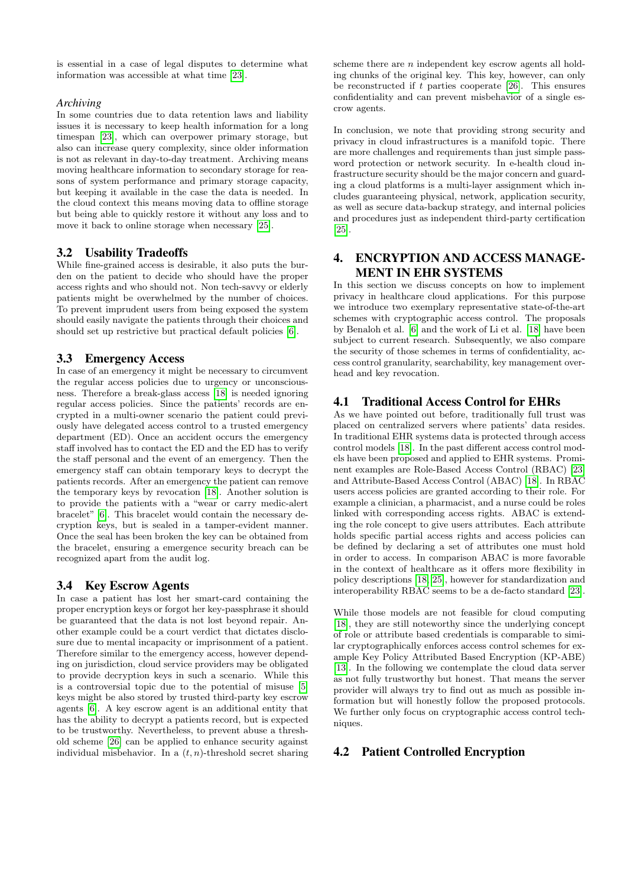is essential in a case of legal disputes to determine what information was accessible at what time [23].

### *Archiving*

In some countries due to data retention laws and liability issues it is necessary to keep health information for a long timespan [23], which can overpower primary storage, but also can increase query complexity, since older information is not as relevant in day-to-day treatment. Archiving means moving healthcare information to secondary storage for reasons of system performance and primary storage capacity, but keeping it available in the case the data is needed. In the cloud context this means moving data to offline storage but being able to quickly restore it without any loss and to move it back to online storage when necessary [25].

## 3.2 Usability Tradeoffs

While fine-grained access is desirable, it also puts the burden on the patient to decide who should have the proper access rights and who should not. Non tech-savvy or elderly patients might be overwhelmed by the number of choices. To prevent imprudent users from being exposed the system should easily navigate the patients through their choices and should set up restrictive but practical default policies [6].

## 3.3 Emergency Access

In case of an emergency it might be necessary to circumvent the regular access policies due to urgency or unconsciousness. Therefore a break-glass access [18] is needed ignoring regular access policies. Since the patients' records are encrypted in a multi-owner scenario the patient could previously have delegated access control to a trusted emergency department (ED). Once an accident occurs the emergency staff involved has to contact the ED and the ED has to verify the staff personal and the event of an emergency. Then the emergency staff can obtain temporary keys to decrypt the patients records. After an emergency the patient can remove the temporary keys by revocation [18]. Another solution is to provide the patients with a "wear or carry medic-alert bracelet" [6]. This bracelet would contain the necessary decryption keys, but is sealed in a tamper-evident manner. Once the seal has been broken the key can be obtained from the bracelet, ensuring a emergence security breach can be recognized apart from the audit log.

## 3.4 Key Escrow Agents

In case a patient has lost her smart-card containing the proper encryption keys or forgot her key-passphrase it should be guaranteed that the data is not lost beyond repair. Another example could be a court verdict that dictates disclosure due to mental incapacity or imprisonment of a patient. Therefore similar to the emergency access, however depending on jurisdiction, cloud service providers may be obligated to provide decryption keys in such a scenario. While this is a controversial topic due to the potential of misuse [5] keys might be also stored by trusted third-party key escrow agents [6]. A key escrow agent is an additional entity that has the ability to decrypt a patients record, but is expected to be trustworthy. Nevertheless, to prevent abuse a threshold scheme [26] can be applied to enhance security against individual misbehavior. In a $(t, n)$-threshold secret sharing scheme there are $n$ independent key escrow agents all holding chunks of the original key. This key, however, can only be reconstructed if $t$ parties cooperate [26]. This ensures confidentiality and can prevent misbehavior of a single escrow agents.

In conclusion, we note that providing strong security and privacy in cloud infrastructures is a manifold topic. There are more challenges and requirements than just simple password protection or network security. In e-health cloud infrastructure security should be the major concern and guarding a cloud platforms is a multi-layer assignment which includes guaranteeing physical, network, application security, as well as secure data-backup strategy, and internal policies and procedures just as independent third-party certification [25].

# 4. ENCRYPTION AND ACCESS MANAGEMENT IN EHR SYSTEMS

In this section we discuss concepts on how to implement privacy in healthcare cloud applications. For this purpose we introduce two exemplary representative state-of-the-art schemes with cryptographic access control. The proposals by Benaloh et al. [6] and the work of Li et al. [18] have been subject to current research. Subsequently, we also compare the security of those schemes in terms of confidentiality, access control granularity, searchability, key management overhead and key revocation.

## 4.1 Traditional Access Control for EHRs

As we have pointed out before, traditionally full trust was placed on centralized servers where patients' data resides. In traditional EHR systems data is protected through access control models [18]. In the past different access control models have been proposed and applied to EHR systems. Prominent examples are Role-Based Access Control (RBAC) [23] and Attribute-Based Access Control (ABAC) [18]. In RBAC users access policies are granted according to their role. For example a clinician, a pharmacist, and a nurse could be roles linked with corresponding access rights. ABAC is extending the role concept to give users attributes. Each attribute holds specific partial access rights and access policies can be defined by declaring a set of attributes one must hold in order to access. In comparison ABAC is more favorable in the context of healthcare as it offers more flexibility in policy descriptions [18, 25], however for standardization and interoperability RBAC seems to be a de-facto standard [23].

While those models are not feasible for cloud computing [18], they are still noteworthy since the underlying concept of role or attribute based credentials is comparable to similar cryptographically enforces access control schemes for example Key Policy Attributed Based Encryption (KP-ABE) [13]. In the following we contemplate the cloud data server as not fully trustworthy but honest. That means the server provider will always try to find out as much as possible information but will honestly follow the proposed protocols. We further only focus on cryptographic access control techniques.

## 4.2 Patient Controlled Encryption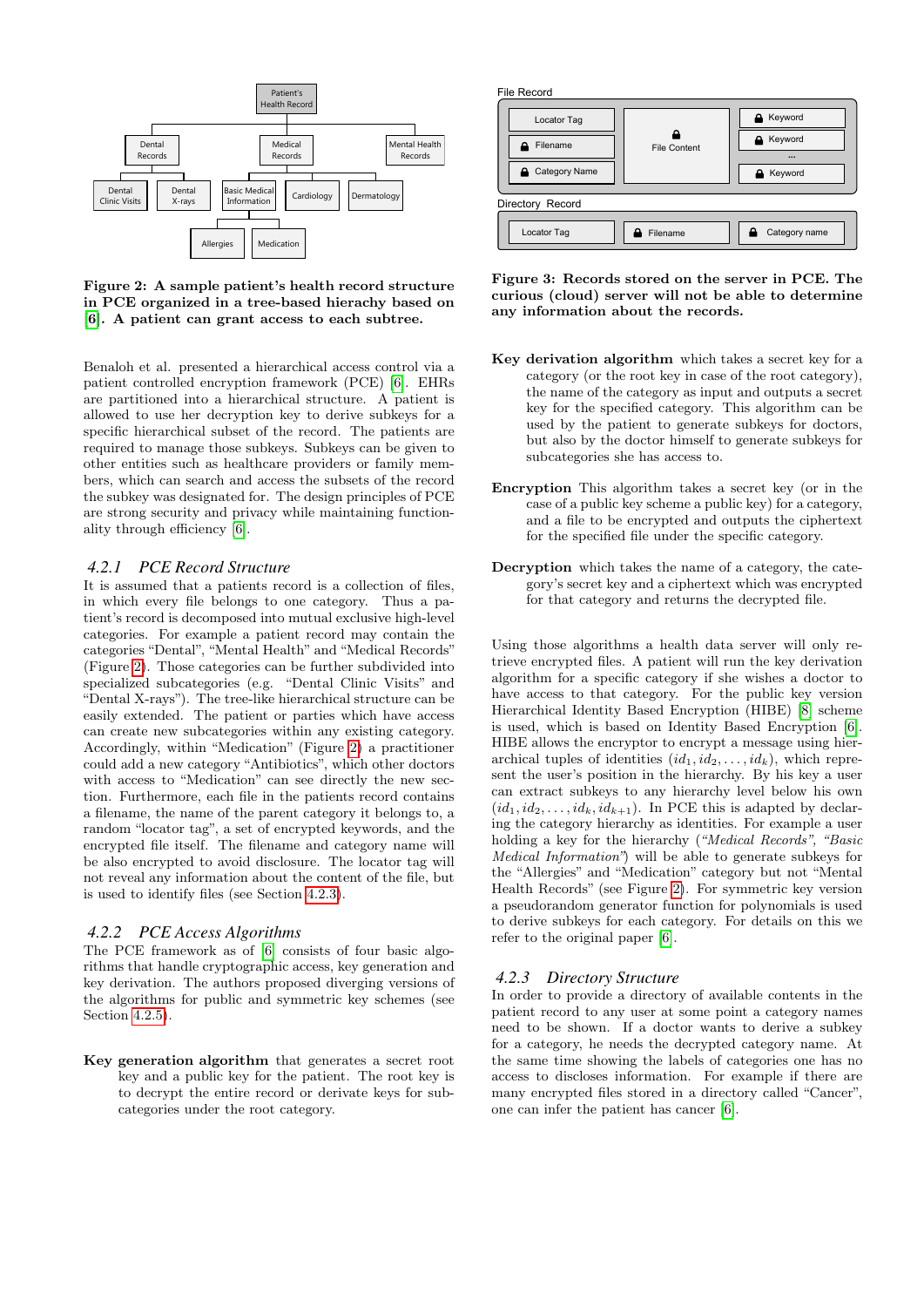Figure 2: A sample patient's health record structure in PCE organized in a tree-based hierachy based on [6]. A patient can grant access to each subtree.

Benaloh et al. presented a hierarchical access control via a patient controlled encryption framework (PCE) [6]. EHRs are partitioned into a hierarchical structure. A patient is allowed to use her decryption key to derive subkeys for a specific hierarchical subset of the record. The patients are required to manage those subkeys. Subkeys can be given to other entities such as healthcare providers or family members, which can search and access the subsets of the record the subkey was designated for. The design principles of PCE are strong security and privacy while maintaining functionality through efficiency [6].

### 4.2.1 PCE Record Structure

It is assumed that a patients record is a collection of files, in which every file belongs to one category. Thus a patient's record is decomposed into mutual exclusive high-level categories. For example a patient record may contain the categories "Dental", "Mental Health" and "Medical Records" (Figure 2). Those categories can be further subdivided into specialized subcategories (e.g. "Dental Clinic Visits" and "Dental X-rays"). The tree-like hierarchical structure can be easily extended. The patient or parties which have access can create new subcategories within any existing category. Accordingly, within "Medication" (Figure 2) a practitioner could add a new category "Antibiotics", which other doctors with access to "Medication" can see directly the new section. Furthermore, each file in the patients record contains a filename, the name of the parent category it belongs to, a random "locator tag", a set of encrypted keywords, and the encrypted file itself. The filename and category name will be also encrypted to avoid disclosure. The locator tag will not reveal any information about the content of the file, but is used to identify files (see Section 4.2.3).

### 4.2.2 PCE Access Algorithms

The PCE framework as of [6] consists of four basic algorithms that handle cryptographic access, key generation and key derivation. The authors proposed diverging versions of the algorithms for public and symmetric key schemes (see Section 4.2.5).

**Key generation algorithm** that generates a secret root key and a public key for the patient. The root key is to decrypt the entire record or derivate keys for subcategories under the root category.

Figure 3: Records stored on the server in PCE. The curious (cloud) server will not be able to determine any information about the records.

**Key derivation algorithm** which takes a secret key for a category (or the root key in case of the root category), the name of the category as input and outputs a secret key for the specified category. This algorithm can be used by the patient to generate subkeys for doctors, but also by the doctor himself to generate subkeys for subcategories she has access to.

**Encryption** This algorithm takes a secret key (or in the case of a public key scheme a public key) for a category, and a file to be encrypted and outputs the ciphertext for the specified file under the specific category.

**Decryption** which takes the name of a category, the category's secret key and a ciphertext which was encrypted for that category and returns the decrypted file.

Using those algorithms a health data server will only retrieve encrypted files. A patient will run the key derivation algorithm for a specific category if she wishes a doctor to have access to that category. For the public key version Hierarchical Identity Based Encryption (HIBE) [8] scheme is used, which is based on Identity Based Encryption [6]. HIBE allows the encryptor to encrypt a message using hierarchical tuples of identities $(id_1, id_2, \ldots, id_k)$, which represent the user's position in the hierarchy. By his key a user can extract subkeys to any hierarchy level below his own $(id_1, id_2, \ldots, id_k, id_{k+1})$. In PCE this is adapted by declaring the category hierarchy as identities. For example a user holding a key for the hierarchy (*"Medical Records", "Basic Medical Information"*) will be able to generate subkeys for the "Allergies" and "Medication" category but not "Mental Health Records" (see Figure 2). For symmetric key version a pseudorandom generator function for polynomials is used to derive subkeys for each category. For details on this we refer to the original paper [6].

### 4.2.3 Directory Structure

In order to provide a directory of available contents in the patient record to any user at some point a category names need to be shown. If a doctor wants to derive a subkey for a category, he needs the decrypted category name. At the same time showing the labels of categories one has no access to discloses information. For example if there are many encrypted files stored in a directory called "Cancer", one can infer the patient has cancer [6].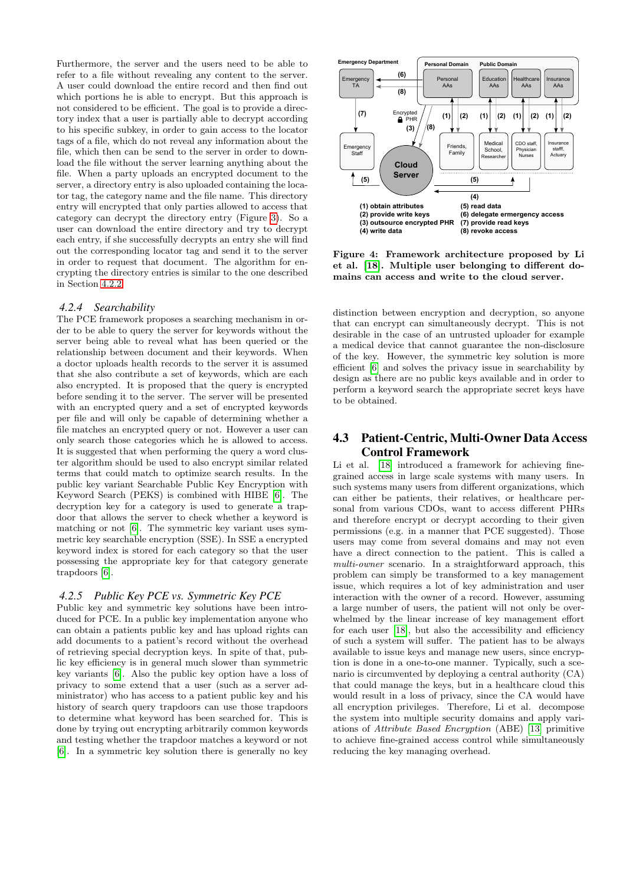Furthermore, the server and the users need to be able to refer to a file without revealing any content to the server. A user could download the entire record and then find out which portions he is able to encrypt. But this approach is not considered to be efficient. The goal is to provide a directory index that a user is partially able to decrypt according to his specific subkey, in order to gain access to the locator tags of a file, which do not reveal any information about the file, which then can be send to the server in order to download the file without the server learning anything about the file. When a party uploads an encrypted document to the server, a directory entry is also uploaded containing the locator tag, the category name and the file name. This directory entry will encrypted that only parties allowed to access that category can decrypt the directory entry (Figure 3). So a user can download the entire directory and try to decrypt each entry, if she successfully decrypts an entry she will find out the corresponding locator tag and send it to the server in order to request that document. The algorithm for encrypting the directory entries is similar to the one described in Section 4.2.2.

### 4.2.4 Searchability

The PCE framework proposes a searching mechanism in order to be able to query the server for keywords without the server being able to reveal what has been queried or the relationship between document and their keywords. When a doctor uploads health records to the server it is assumed that she also contribute a set of keywords, which are each also encrypted. It is proposed that the query is encrypted before sending it to the server. The server will be presented with an encrypted query and a set of encrypted keywords per file and will only be capable of determining whether a file matches an encrypted query or not. However a user can only search those categories which he is allowed to access. It is suggested that when performing the query a word cluster algorithm should be used to also encrypt similar related terms that could match to optimize search results. In the public key variant Searchable Public Key Encryption with Keyword Search (PEKS) is combined with HIBE [6]. The decryption key for a category is used to generate a trapdoor that allows the server to check whether a keyword is matching or not [6]. The symmetric key variant uses symmetric key searchable encryption (SSE). In SSE a encrypted keyword index is stored for each category so that the user possessing the appropriate key for that category generate trapdoors [6].

### 4.2.5 Public Key PCE vs. Symmetric Key PCE

Public key and symmetric key solutions have been introduced for PCE. In a public key implementation anyone who can obtain a patients public key and has upload rights can add documents to a patient's record without the overhead of retrieving special decryption keys. In spite of that, public key efficiency is in general much slower than symmetric key variants [6]. Also the public key option have a loss of privacy to some extend that a user (such as a server administrator) who has access to a patient public key and his history of search query trapdoors can use those trapdoors to determine what keyword has been searched for. This is done by trying out encrypting arbitrarily common keywords and testing whether the trapdoor matches a keyword or not [6]. In a symmetric key solution there is generally no key distinction between encryption and decryption, so anyone that can encrypt can simultaneously decrypt. This is not desirable in the case of an untrusted uploader for example a medical device that cannot guarantee the non-disclosure of the key. However, the symmetric key solution is more efficient [6] and solves the privacy issue in searchability by design as there are no public keys available and in order to perform a keyword search the appropriate secret keys have to be obtained.

**Figure 4: Framework architecture proposed by Li et al. [18]. Multiple user belonging to different domains can access and write to the cloud server.**

## 4.3 Patient-Centric, Multi-Owner Data Access Control Framework

Li et al. [18] introduced a framework for achieving fine-grained access in large scale systems with many users. In such systems many users from different organizations, which can either be patients, their relatives, or healthcare personal from various CDOs, want to access different PHRs and therefore encrypt or decrypt according to their given permissions (e.g. in a manner that PCE suggested). Those users may come from several domains and may not even have a direct connection to the patient. This is called a *multi-owner* scenario. In a straightforward approach, this problem can simply be transformed to a key management issue, which requires a lot of key administration and user interaction with the owner of a record. However, assuming a large number of users, the patient will not only be overwhelmed by the linear increase of key management effort for each user [18], but also the accessibility and efficiency of such a system will suffer. The patient has to be always available to issue keys and manage new users, since encryption is done in a one-to-one manner. Typically, such a scenario is circumvented by deploying a central authority (CA) that could manage the keys, but in a healthcare cloud this would result in a loss of privacy, since the CA would have all encryption privileges. Therefore, Li et al. decompose the system into multiple security domains and apply variations of *Attribute Based Encryption* (ABE) [13] primitive to achieve fine-grained access control while simultaneously reducing the key managing overhead.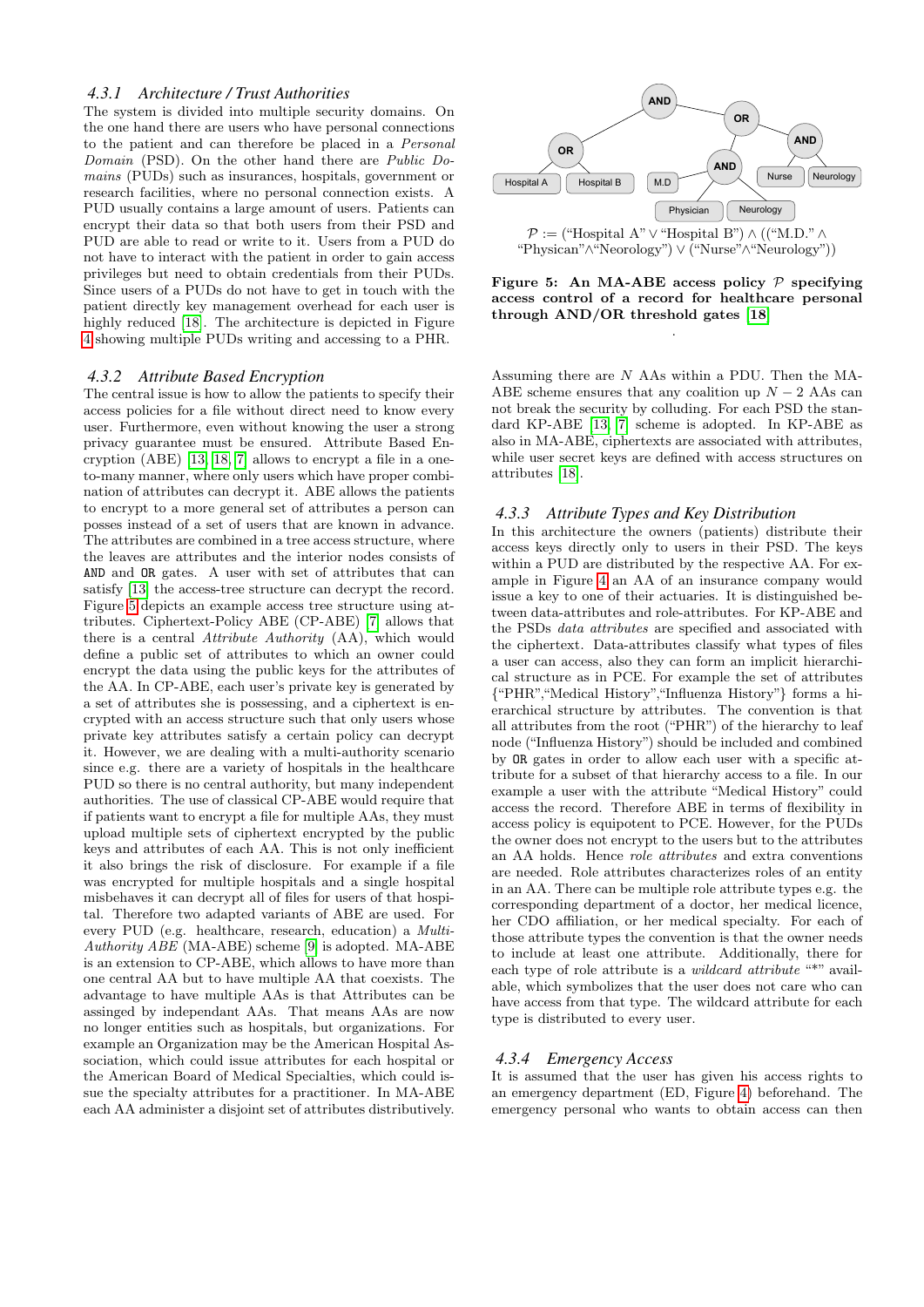### 4.3.1 Architecture / Trust Authorities

The system is divided into multiple security domains. On the one hand there are users who have personal connections to the patient and can therefore be placed in a *Personal Domain* (PSD). On the other hand there are *Public Domains* (PUDs) such as insurances, hospitals, government or research facilities, where no personal connection exists. A PUD usually contains a large amount of users. Patients can encrypt their data so that both users from their PSD and PUD are able to read or write to it. Users from a PUD do not have to interact with the patient in order to gain access privileges but need to obtain credentials from their PUDs. Since users of a PUDs do not have to get in touch with the patient directly key management overhead for each user is highly reduced [18]. The architecture is depicted in Figure 4 showing multiple PUDs writing and accessing to a PHR.

### 4.3.2 Attribute Based Encryption

The central issue is how to allow the patients to specify their access policies for a file without direct need to know every user. Furthermore, even without knowing the user a strong privacy guarantee must be ensured. Attribute Based Encryption (ABE) [13, 18, 7] allows to encrypt a file in a one-to-many manner, where only users which have proper combination of attributes can decrypt it. ABE allows the patients to encrypt to a more general set of attributes a person can posses instead of a set of users that are known in advance. The attributes are combined in a tree access structure, where the leaves are attributes and the interior nodes consists of AND and OR gates. A user with set of attributes that can satisfy [13] the access-tree structure can decrypt the record. Figure 5 depicts an example access tree structure using attributes. Ciphertext-Policy ABE (CP-ABE) [7] allows that there is a central *Attribute Authority* (AA), which would define a public set of attributes to which an owner could encrypt the data using the public keys for the attributes of the AA. In CP-ABE, each user's private key is generated by a set of attributes she is possessing, and a ciphertext is encrypted with an access structure such that only users whose private key attributes satisfy a certain policy can decrypt it. However, we are dealing with a multi-authority scenario since e.g. there are a variety of hospitals in the healthcare PUD so there is no central authority, but many independent authorities. The use of classical CP-ABE would require that if patients want to encrypt a file for multiple AAs, they must upload multiple sets of ciphertext encrypted by the public keys and attributes of each AA. This is not only inefficient it also brings the risk of disclosure. For example if a file was encrypted for multiple hospitals and a single hospital misbehaves it can decrypt all of files for users of that hospital. Therefore two adapted variants of ABE are used. For every PUD (e.g. healthcare, research, education) a *Multi-Authority ABE* (MA-ABE) scheme [9] is adopted. MA-ABE is an extension to CP-ABE, which allows to have more than one central AA but to have multiple AAs that coexists. The advantage to have multiple AAs is that Attributes can be assinged by independant AAs. That means AAs are now no longer entities such as hospitals, but organizations. For example an Organization may be the American Hospital Association, which could issue attributes for each hospital or the American Board of Medical Specialties, which could issue the specialty attributes for a practitioner. In MA-ABE each AA administer a disjoint set of attributes distributively.

$\mathcal{P}$ := ("Hospital A" ∨ "Hospital B") ∧ (("M.D." ∧ "Physican"∧"Neorology") ∨ ("Nurse"∧"Neurology"))

**Figure 5: An MA-ABE access policy $\mathcal{P}$ specifying access control of a record for healthcare personal through AND/OR threshold gates [18]**

Assuming there are $N$ AAs within a PDU. Then the MA-ABE scheme ensures that any coalition up $N-2$ AAs can not break the security by colluding. For each PSD the standard KP-ABE [13, 7] scheme is adopted. In KP-ABE as also in MA-ABE, ciphertexts are associated with attributes, while user secret keys are defined with access structures on attributes [18].

### 4.3.3 Attribute Types and Key Distribution

In this architecture the owners (patients) distribute their access keys directly only to users in their PSD. The keys within a PUD are distributed by the respective AA. For example in Figure 4 an AA of an insurance company would issue a key to one of their actuaries. It is distinguished between data-attributes and role-attributes. For KP-ABE and the PSDs *data attributes* are specified and associated with the ciphertext. Data-attributes classify what types of files a user can access, also they can form an implicit hierarchical structure as in PCE. For example the set of attributes {"PHR","Medical History","Influenza History"} forms a hierarchical structure by attributes. The convention is that all attributes from the root ("PHR") of the hierarchy to leaf node ("Influenza History") should be included and combined by OR gates in order to allow each user with a specific attribute for a subset of that hierarchy access to a file. In our example a user with the attribute "Medical History" could access the record. Therefore ABE in terms of flexibility in access policy is equipotent to PCE. However, for the PUDs the owner does not encrypt to the users but to the attributes an AA holds. Hence *role attributes* and extra conventions are needed. Role attributes characterizes roles of an entity in an AA. There can be multiple role attribute types e.g. the corresponding department of a doctor, her medical licence, her CDO affiliation, or her medical specialty. For each of those attribute types the convention is that the owner needs to include at least one attribute. Additionally, there for each type of role attribute is a *wildcard attribute* "*" available, which symbolizes that the user does not care who can have access from that type. The wildcard attribute for each type is distributed to every user.

### 4.3.4 Emergency Access

It is assumed that the user has given his access rights to an emergency department (ED, Figure 4) beforehand. The emergency personal who wants to obtain access can then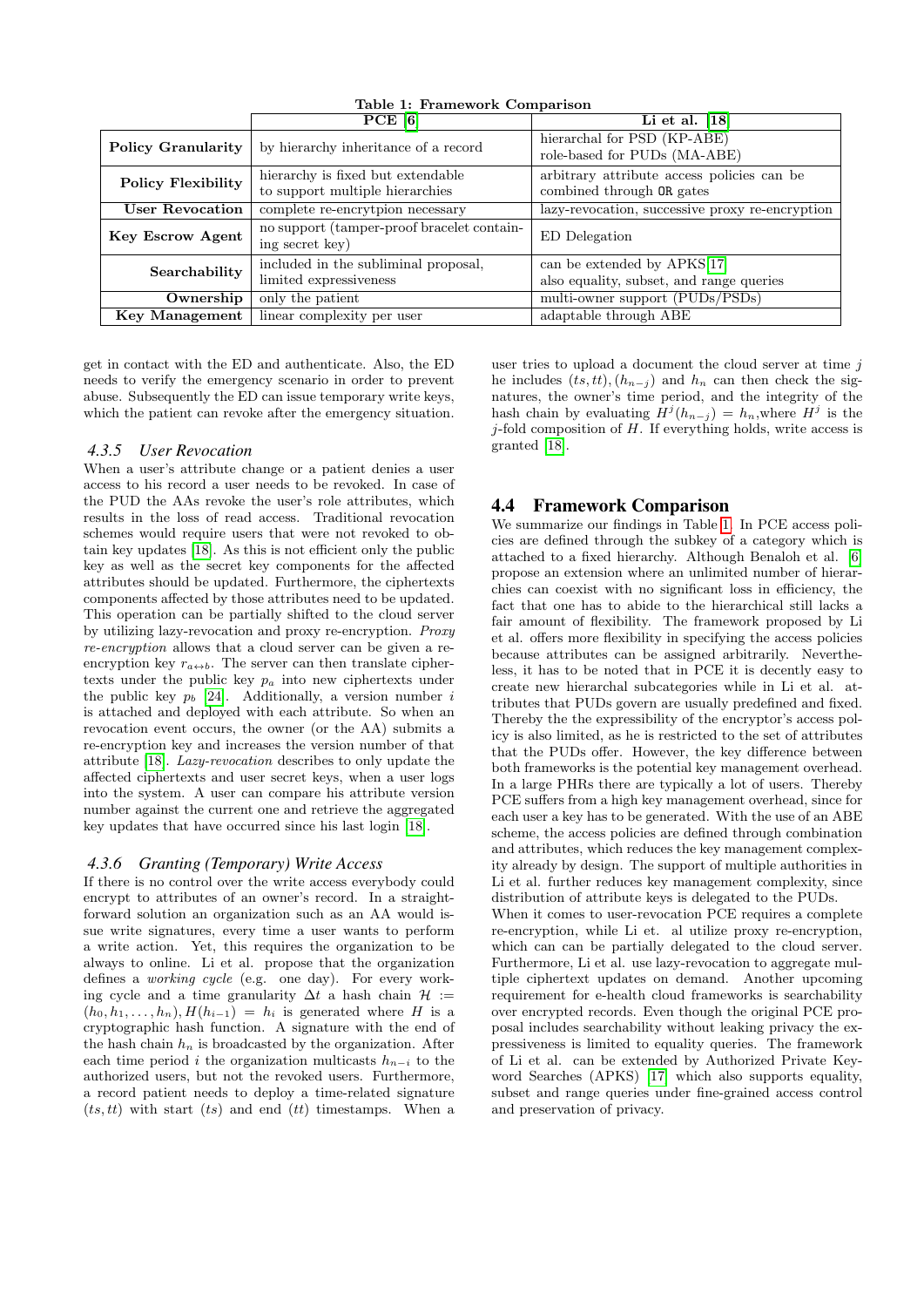**Table 1: Framework Comparison**

| | PCE [6] | Li et al. [18] |
|---|---|---|
| **Policy Granularity** | by hierarchy inheritance of a record | hierarchal for PSD (KP-ABE) role-based for PUDs (MA-ABE) |
| **Policy Flexibility** | hierarchy is fixed but extendable to support multiple hierarchies | arbitrary attribute access policies can be combined through OR gates |
| **User Revocation** | complete re-encrytpion necessary | lazy-revocation, successive proxy re-encryption |
| **Key Escrow Agent** | no support (tamper-proof bracelet containing secret key) | ED Delegation |
| **Searchability** | included in the subliminal proposal, limited expressiveness | can be extended by APKS[17] also equality, subset, and range queries |
| **Ownership** | only the patient | multi-owner support (PUDs/PSDs) |
| **Key Management** | linear complexity per user | adaptable through ABE |

get in contact with the ED and authenticate. Also, the ED needs to verify the emergency scenario in order to prevent abuse. Subsequently the ED can issue temporary write keys, which the patient can revoke after the emergency situation.

### 4.3.5 User Revocation

When a user's attribute change or a patient denies a user access to his record a user needs to be revoked. In case of the PUD the AAs revoke the user's role attributes, which results in the loss of read access. Traditional revocation schemes would require users that were not revoked to obtain key updates [18]. As this is not efficient only the public key as well as the secret key components for the affected attributes should be updated. Furthermore, the ciphertexts components affected by those attributes need to be updated. This operation can be partially shifted to the cloud server by utilizing lazy-revocation and proxy re-encryption. *Proxy re-encryption* allows that a cloud server can be given a re-encryption key $r_{a \leftrightarrow b}$. The server can then translate ciphertexts under the public key $p_a$ into new ciphertexts under the public key $p_b$ [24]. Additionally, a version number $i$ is attached and deployed with each attribute. So when an revocation event occurs, the owner (or the AA) submits a re-encryption key and increases the version number of that attribute [18]. *Lazy-revocation* describes to only update the affected ciphertexts and user secret keys, when a user logs into the system. A user can compare his attribute version number against the current one and retrieve the aggregated key updates that have occurred since his last login [18].

### 4.3.6 Granting (Temporary) Write Access

If there is no control over the write access everybody could encrypt to attributes of an owner's record. In a straightforward solution an organization such as an AA would issue write signatures, every time a user wants to perform a write action. Yet, this requires the organization to be always to online. Li et al. propose that the organization defines a *working cycle* (e.g. one day). For every working cycle and a time granularity $\Delta t$ a hash chain $\mathcal{H} := (h_0, h_1, \ldots, h_n), H(h_{i-1}) = h_i$ is generated where $H$ is a cryptographic hash function. A signature with the end of the hash chain $h_n$ is broadcasted by the organization. After each time period $i$ the organization multicasts $h_{n-i}$ to the authorized users, but not the revoked users. Furthermore, a record patient needs to deploy a time-related signature $(ts, tt)$ with start $(ts)$ and end $(tt)$ timestamps. When a user tries to upload a document the cloud server at time $j$ he includes $(ts, tt), (h_{n-j})$ and $h_n$ can then check the signatures, the owner's time period, and the integrity of the hash chain by evaluating $H^j(h_{n-j}) = h_n$,where $H^j$ is the $j$-fold composition of $H$. If everything holds, write access is granted [18].

## 4.4 Framework Comparison

We summarize our findings in Table 1. In PCE access policies are defined through the subkey of a category which is attached to a fixed hierarchy. Although Benaloh et al. [6] propose an extension where an unlimited number of hierarchies can coexist with no significant loss in efficiency, the fact that one has to abide to the hierarchical still lacks a fair amount of flexibility. The framework proposed by Li et al. offers more flexibility in specifying the access policies because attributes can be assigned arbitrarily. Nevertheless, it has to be noted that in PCE it is decently easy to create new hierarchal subcategories while in Li et al. attributes that PUDs govern are usually predefined and fixed. Thereby the the expressibility of the encryptor's access policy is also limited, as he is restricted to the set of attributes that the PUDs offer. However, the key difference between both frameworks is the potential key management overhead. In a large PHRs there are typically a lot of users. Thereby PCE suffers from a high key management overhead, since for each user a key has to be generated. With the use of an ABE scheme, the access policies are defined through combination and attributes, which reduces the key management complexity already by design. The support of multiple authorities in Li et al. further reduces key management complexity, since distribution of attribute keys is delegated to the PUDs.
When it comes to user-revocation PCE requires a complete re-encryption, while Li et. al utilize proxy re-encryption, which can can be partially delegated to the cloud server. Furthermore, Li et al. use lazy-revocation to aggregate multiple ciphertext updates on demand. Another upcoming requirement for e-health cloud frameworks is searchability over encrypted records. Even though the original PCE proposal includes searchability without leaking privacy the expressiveness is limited to equality queries. The framework of Li et al. can be extended by Authorized Private Keyword Searches (APKS) [17] which also supports equality, subset and range queries under fine-grained access control and preservation of privacy.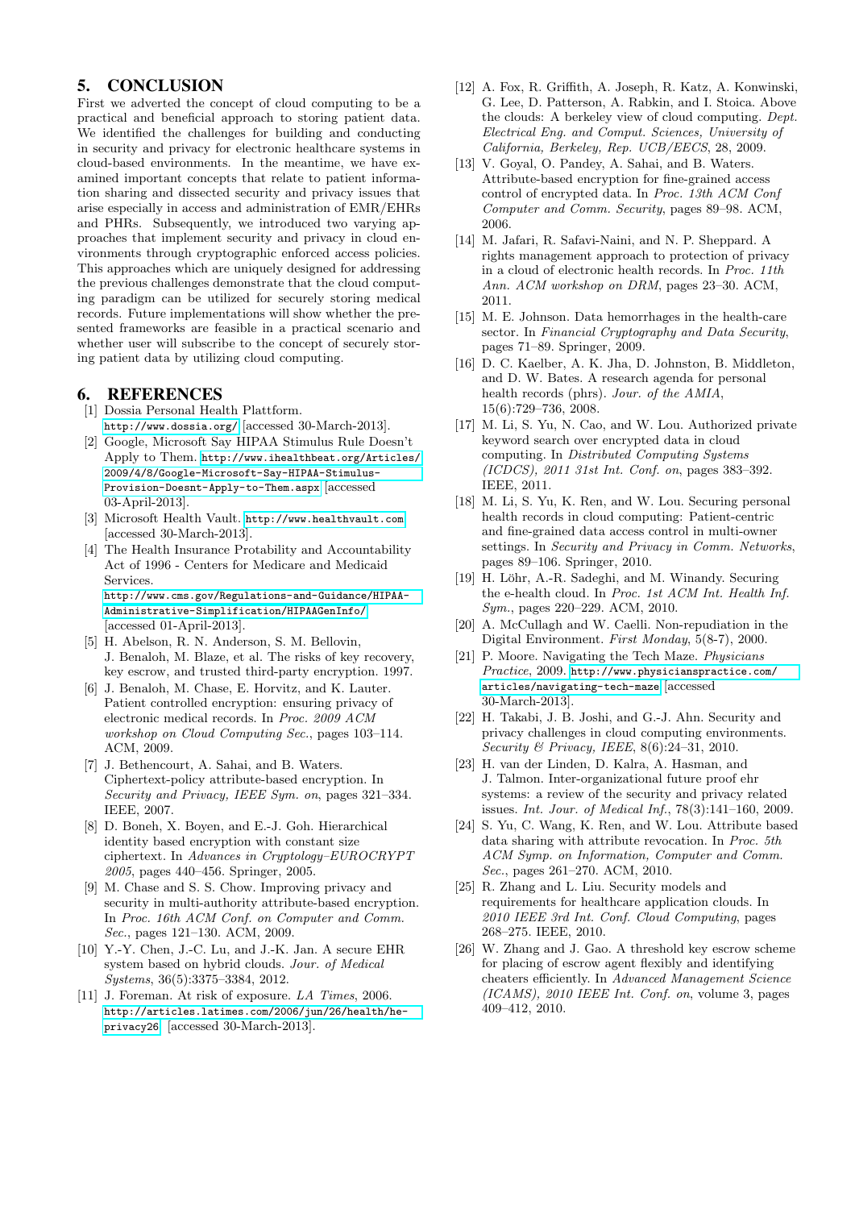## 5. CONCLUSION

First we adverted the concept of cloud computing to be a practical and beneficial approach to storing patient data. We identified the challenges for building and conducting in security and privacy for electronic healthcare systems in cloud-based environments. In the meantime, we have examined important concepts that relate to patient information sharing and dissected security and privacy issues that arise especially in access and administration of EMR/EHRs and PHRs. Subsequently, we introduced two varying approaches that implement security and privacy in cloud environments through cryptographic enforced access policies. This approaches which are uniquely designed for addressing the previous challenges demonstrate that the cloud computing paradigm can be utilized for securely storing medical records. Future implementations will show whether the presented frameworks are feasible in a practical scenario and whether user will subscribe to the concept of securely storing patient data by utilizing cloud computing.

## 6. REFERENCES

[1] Dossia Personal Health Plattform. http://www.dossia.org/ [accessed 30-March-2013].

[2] Google, Microsoft Say HIPAA Stimulus Rule Doesn't Apply to Them. http://www.ihealthbeat.org/Articles/2009/4/8/Google-Microsoft-Say-HIPAA-Stimulus-Provision-Doesnt-Apply-to-Them.aspx [accessed 03-April-2013].

[3] Microsoft Health Vault. http://www.healthvault.com [accessed 30-March-2013].

[4] The Health Insurance Protability and Accountability Act of 1996 - Centers for Medicare and Medicaid Services. http://www.cms.gov/Regulations-and-Guidance/HIPAA-Administrative-Simplification/HIPAAGenInfo/ [accessed 01-April-2013].

[5] H. Abelson, R. N. Anderson, S. M. Bellovin, J. Benaloh, M. Blaze, et al. The risks of key recovery, key escrow, and trusted third-party encryption. 1997.

[6] J. Benaloh, M. Chase, E. Horvitz, and K. Lauter. Patient controlled encryption: ensuring privacy of electronic medical records. In *Proc. 2009 ACM workshop on Cloud Computing Sec.*, pages 103–114. ACM, 2009.

[7] J. Bethencourt, A. Sahai, and B. Waters. Ciphertext-policy attribute-based encryption. In *Security and Privacy, IEEE Sym. on*, pages 321–334. IEEE, 2007.

[8] D. Boneh, X. Boyen, and E.-J. Goh. Hierarchical identity based encryption with constant size ciphertext. In *Advances in Cryptology–EUROCRYPT 2005*, pages 440–456. Springer, 2005.

[9] M. Chase and S. S. Chow. Improving privacy and security in multi-authority attribute-based encryption. In *Proc. 16th ACM Conf. on Computer and Comm. Sec.*, pages 121–130. ACM, 2009.

[10] Y.-Y. Chen, J.-C. Lu, and J.-K. Jan. A secure EHR system based on hybrid clouds. *Jour. of Medical Systems*, 36(5):3375–3384, 2012.

[11] J. Foreman. At risk of exposure. *LA Times*, 2006. http://articles.latimes.com/2006/jun/26/health/he-privacy26 [accessed 30-March-2013].

[12] A. Fox, R. Griffith, A. Joseph, R. Katz, A. Konwinski, G. Lee, D. Patterson, A. Rabkin, and I. Stoica. Above the clouds: A berkeley view of cloud computing. *Dept. Electrical Eng. and Comput. Sciences, University of California, Berkeley, Rep. UCB/EECS*, 28, 2009.

[13] V. Goyal, O. Pandey, A. Sahai, and B. Waters. Attribute-based encryption for fine-grained access control of encrypted data. In *Proc. 13th ACM Conf Computer and Comm. Security*, pages 89–98. ACM, 2006.

[14] M. Jafari, R. Safavi-Naini, and N. P. Sheppard. A rights management approach to protection of privacy in a cloud of electronic health records. In *Proc. 11th Ann. ACM workshop on DRM*, pages 23–30. ACM, 2011.

[15] M. E. Johnson. Data hemorrhages in the health-care sector. In *Financial Cryptography and Data Security*, pages 71–89. Springer, 2009.

[16] D. C. Kaelber, A. K. Jha, D. Johnston, B. Middleton, and D. W. Bates. A research agenda for personal health records (phrs). *Jour. of the AMIA*, 15(6):729–736, 2008.

[17] M. Li, S. Yu, N. Cao, and W. Lou. Authorized private keyword search over encrypted data in cloud computing. In *Distributed Computing Systems (ICDCS), 2011 31st Int. Conf. on*, pages 383–392. IEEE, 2011.

[18] M. Li, S. Yu, K. Ren, and W. Lou. Securing personal health records in cloud computing: Patient-centric and fine-grained data access control in multi-owner settings. In *Security and Privacy in Comm. Networks*, pages 89–106. Springer, 2010.

[19] H. Löhr, A.-R. Sadeghi, and M. Winandy. Securing the e-health cloud. In *Proc. 1st ACM Int. Health Inf. Sym.*, pages 220–229. ACM, 2010.

[20] A. McCullagh and W. Caelli. Non-repudiation in the Digital Environment. *First Monday*, 5(8-7), 2000.

[21] P. Moore. Navigating the Tech Maze. *Physicians Practice*, 2009. http://www.physicianspractice.com/articles/navigating-tech-maze [accessed 30-March-2013].

[22] H. Takabi, J. B. Joshi, and G.-J. Ahn. Security and privacy challenges in cloud computing environments. *Security & Privacy, IEEE*, 8(6):24–31, 2010.

[23] H. van der Linden, D. Kalra, A. Hasman, and J. Talmon. Inter-organizational future proof ehr systems: a review of the security and privacy related issues. *Int. Jour. of Medical Inf.*, 78(3):141–160, 2009.

[24] S. Yu, C. Wang, K. Ren, and W. Lou. Attribute based data sharing with attribute revocation. In *Proc. 5th ACM Symp. on Information, Computer and Comm. Sec.*, pages 261–270. ACM, 2010.

[25] R. Zhang and L. Liu. Security models and requirements for healthcare application clouds. In *2010 IEEE 3rd Int. Conf. Cloud Computing*, pages 268–275. IEEE, 2010.

[26] W. Zhang and J. Gao. A threshold key escrow scheme for placing of escrow agent flexibly and identifying cheaters efficiently. In *Advanced Management Science (ICAMS), 2010 IEEE Int. Conf. on*, volume 3, pages 409–412, 2010.